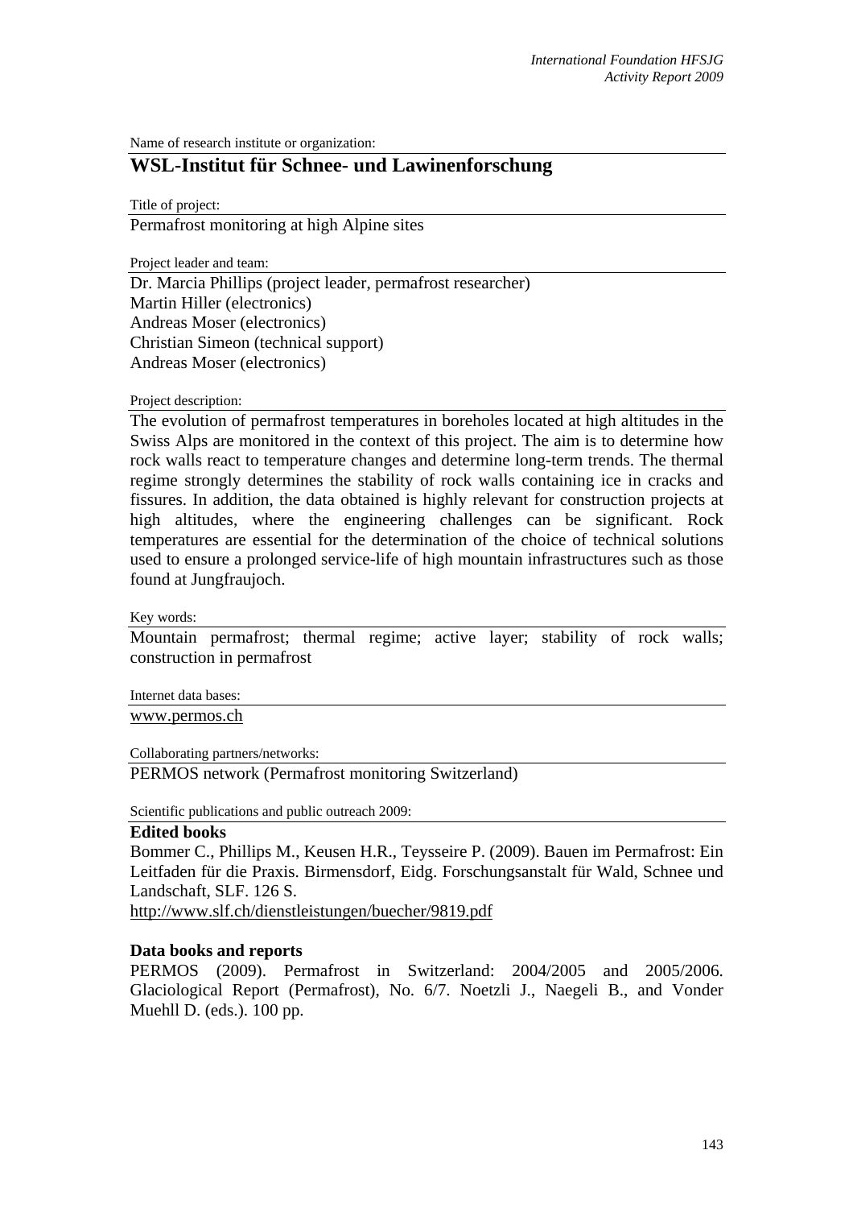Name of research institute or organization:

## WSL-Institut für Schnee- und Lawinenforschung

Title of project:

Permafrost monitoring at high Alpine sites

Project leader and team:

Dr. Marcia Phillips (project leader, permafrost researcher)
Martin Hiller (electronics)
Andreas Moser (electronics)
Christian Simeon (technical support)
Andreas Moser (electronics)

Project description:

The evolution of permafrost temperatures in boreholes located at high altitudes in the Swiss Alps are monitored in the context of this project. The aim is to determine how rock walls react to temperature changes and determine long-term trends. The thermal regime strongly determines the stability of rock walls containing ice in cracks and fissures. In addition, the data obtained is highly relevant for construction projects at high altitudes, where the engineering challenges can be significant. Rock temperatures are essential for the determination of the choice of technical solutions used to ensure a prolonged service-life of high mountain infrastructures such as those found at Jungfraujoch.

Key words:

Mountain permafrost; thermal regime; active layer; stability of rock walls; construction in permafrost

Internet data bases:

www.permos.ch

Collaborating partners/networks:

PERMOS network (Permafrost monitoring Switzerland)

Scientific publications and public outreach 2009:

**Edited books**

Bommer C., Phillips M., Keusen H.R., Teysseire P. (2009). Bauen im Permafrost: Ein Leitfaden für die Praxis. Birmensdorf, Eidg. Forschungsanstalt für Wald, Schnee und Landschaft, SLF. 126 S.
http://www.slf.ch/dienstleistungen/buecher/9819.pdf

**Data books and reports**

PERMOS (2009). Permafrost in Switzerland: 2004/2005 and 2005/2006. Glaciological Report (Permafrost), No. 6/7. Noetzli J., Naegeli B., and Vonder Muehll D. (eds.). 100 pp.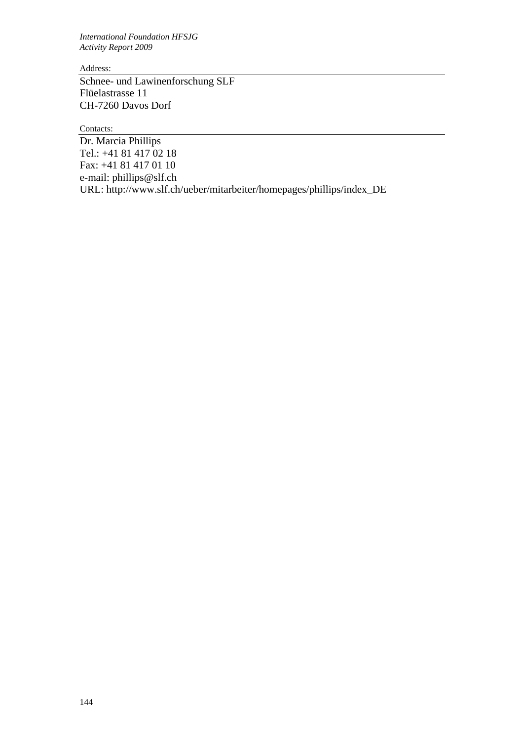Address:

Schnee- und Lawinenforschung SLF
Flüelastrasse 11
CH-7260 Davos Dorf

Contacts:

Dr. Marcia Phillips
Tel.: +41 81 417 02 18
Fax: +41 81 417 01 10
e-mail: phillips@slf.ch
URL: http://www.slf.ch/ueber/mitarbeiter/homepages/phillips/index_DE